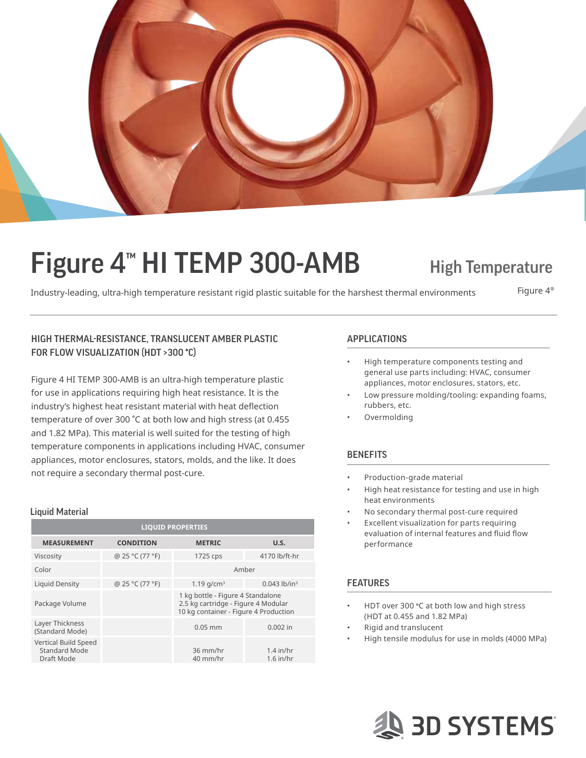# Figure 4™ HI TEMP 300-AMB

## High Temperature

Industry-leading, ultra-high temperature resistant rigid plastic suitable for the harshest thermal environments

Figure 4®

### HIGH THERMAL-RESISTANCE, TRANSLUCENT AMBER PLASTIC FOR FLOW VISUALIZATION (HDT >300 °C)

Figure 4 HI TEMP 300-AMB is an ultra-high temperature plastic for use in applications requiring high heat resistance. It is the industry's highest heat resistant material with heat deflection temperature of over 300 ˚C at both low and high stress (at 0.455 and 1.82 MPa). This material is well suited for the testing of high temperature components in applications including HVAC, consumer appliances, motor enclosures, stators, molds, and the like. It does not require a secondary thermal post-cure.

### Liquid Material

| LIQUID PROPERTIES | | | |
|---|---|---|---|
| MEASUREMENT | CONDITION | METRIC | U.S. |
| Viscosity | @ 25 °C (77 °F) | 1725 cps | 4170 lb/ft-hr |
| Color | | Amber | |
| Liquid Density | @ 25 °C (77 °F) | 1.19 g/cm³ | 0.043 lb/in³ |
| Package Volume | | 1 kg bottle - Figure 4 Standalone<br>2.5 kg cartridge - Figure 4 Modular<br>10 kg container - Figure 4 Production | |
| Layer Thickness (Standard Mode) | | 0.05 mm | 0.002 in |
| Vertical Build Speed<br>Standard Mode<br>Draft Mode | | 36 mm/hr<br>40 mm/hr | 1.4 in/hr<br>1.6 in/hr |

### APPLICATIONS

- High temperature components testing and general use parts including: HVAC, consumer appliances, motor enclosures, stators, etc.
- Low pressure molding/tooling: expanding foams, rubbers, etc.
- Overmolding

### BENEFITS

- Production-grade material
- High heat resistance for testing and use in high heat environments
- No secondary thermal post-cure required
- Excellent visualization for parts requiring evaluation of internal features and fluid flow performance

### FEATURES

- HDT over 300 °C at both low and high stress (HDT at 0.455 and 1.82 MPa)
- Rigid and translucent
- High tensile modulus for use in molds (4000 MPa)

3D SYSTEMS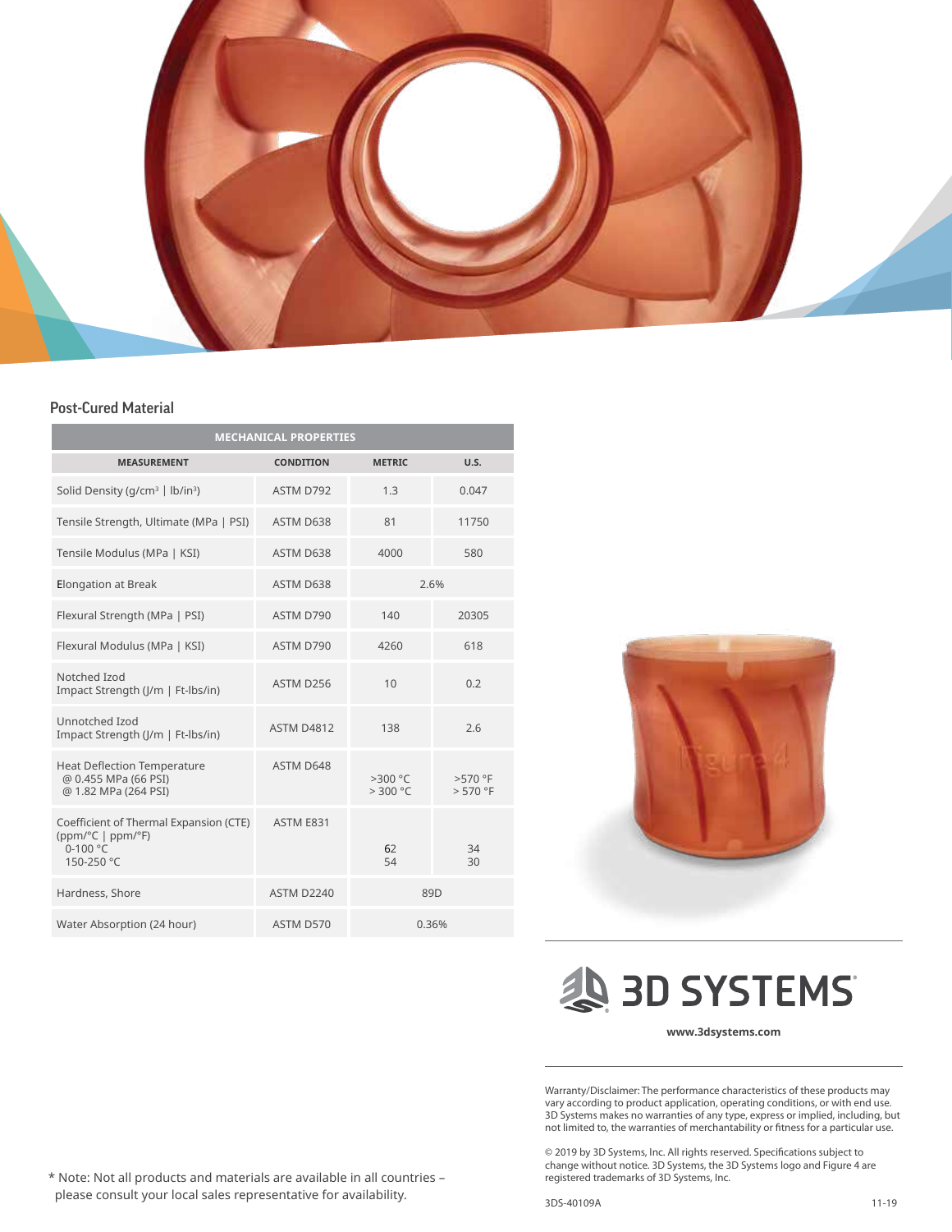## Post-Cured Material

| MECHANICAL PROPERTIES | | | |
|---|---|---|---|
| **MEASUREMENT** | **CONDITION** | **METRIC** | **U.S.** |
| Solid Density (g/cm³ \| lb/in³) | ASTM D792 | 1.3 | 0.047 |
| Tensile Strength, Ultimate (MPa \| PSI) | ASTM D638 | 81 | 11750 |
| Tensile Modulus (MPa \| KSI) | ASTM D638 | 4000 | 580 |
| Elongation at Break | ASTM D638 | 2.6% | |
| Flexural Strength (MPa \| PSI) | ASTM D790 | 140 | 20305 |
| Flexural Modulus (MPa \| KSI) | ASTM D790 | 4260 | 618 |
| Notched Izod Impact Strength (J/m \| Ft-lbs/in) | ASTM D256 | 10 | 0.2 |
| Unnotched Izod Impact Strength (J/m \| Ft-lbs/in) | ASTM D4812 | 138 | 2.6 |
| Heat Deflection Temperature<br>@ 0.455 MPa (66 PSI)<br>@ 1.82 MPa (264 PSI) | ASTM D648 | >300 °C<br>> 300 °C | >570 °F<br>> 570 °F |
| Coefficient of Thermal Expansion (CTE) (ppm/°C \| ppm/°F)<br>0-100 °C<br>150-250 °C | ASTM E831 | 62<br>54 | 34<br>30 |
| Hardness, Shore | ASTM D2240 | 89D | |
| Water Absorption (24 hour) | ASTM D570 | 0.36% | |

3D SYSTEMS

**www.3dsystems.com**

Warranty/Disclaimer: The performance characteristics of these products may vary according to product application, operating conditions, or with end use. 3D Systems makes no warranties of any type, express or implied, including, but not limited to, the warranties of merchantability or fitness for a particular use.

© 2019 by 3D Systems, Inc. All rights reserved. Specifications subject to change without notice. 3D Systems, the 3D Systems logo and Figure 4 are registered trademarks of 3D Systems, Inc.

3DS-40109A 11-19

* Note: Not all products and materials are available in all countries – please consult your local sales representative for availability.